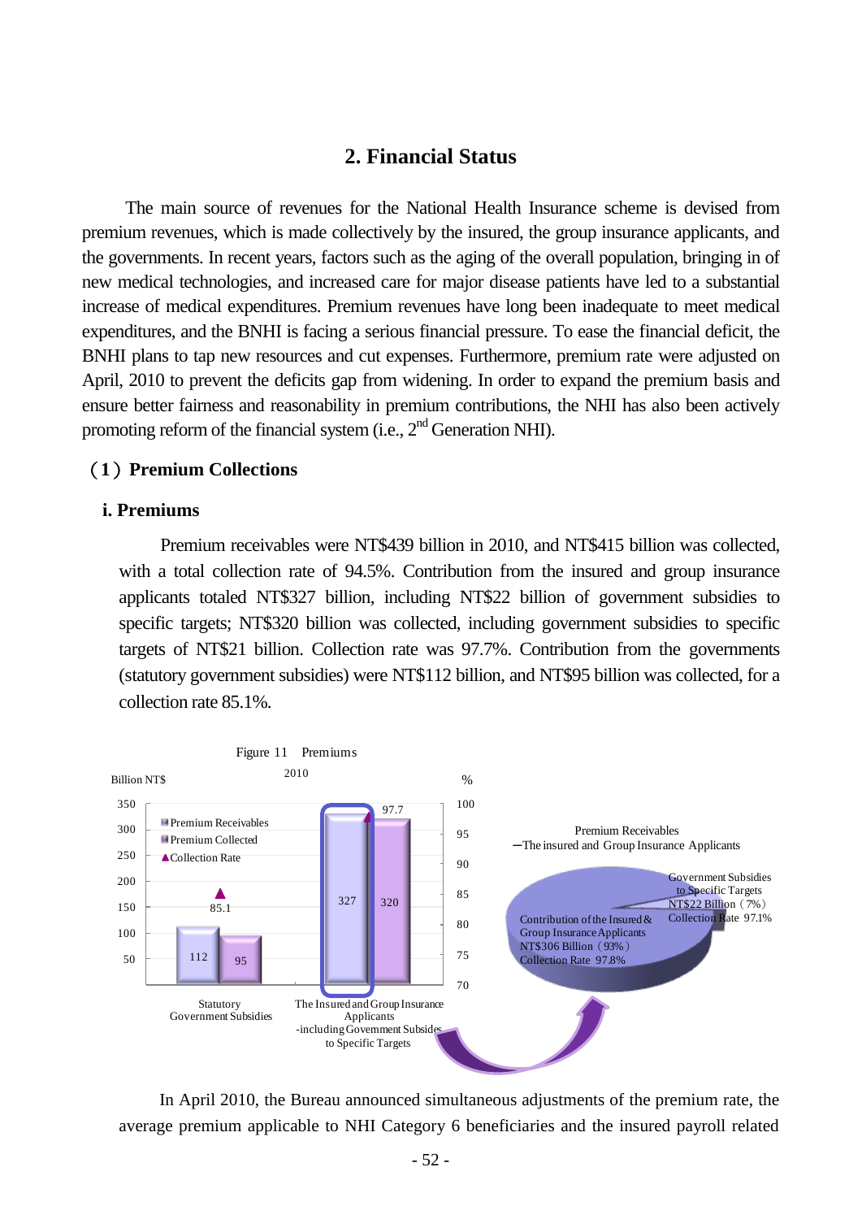## 2. Financial Status

The main source of revenues for the National Health Insurance scheme is devised from premium revenues, which is made collectively by the insured, the group insurance applicants, and the governments. In recent years, factors such as the aging of the overall population, bringing in of new medical technologies, and increased care for major disease patients have led to a substantial increase of medical expenditures. Premium revenues have long been inadequate to meet medical expenditures, and the BNHI is facing a serious financial pressure. To ease the financial deficit, the BNHI plans to tap new resources and cut expenses. Furthermore, premium rate were adjusted on April, 2010 to prevent the deficits gap from widening. In order to expand the premium basis and ensure better fairness and reasonability in premium contributions, the NHI has also been actively promoting reform of the financial system (i.e., 2nd Generation NHI).

### （1）Premium Collections

#### i. Premiums

Premium receivables were NT$439 billion in 2010, and NT$415 billion was collected, with a total collection rate of 94.5%. Contribution from the insured and group insurance applicants totaled NT$327 billion, including NT$22 billion of government subsidies to specific targets; NT$320 billion was collected, including government subsidies to specific targets of NT$21 billion. Collection rate was 97.7%. Contribution from the governments (statutory government subsidies) were NT$112 billion, and NT$95 billion was collected, for a collection rate 85.1%.

Figure 11 Premiums

2010

| | Premium Receivables (Billion NT$) | Premium Collected (Billion NT$) | Collection Rate (%) |
|---|---|---|---|
| Statutory Government Subsidies | 112 | 95 | 85.1 |
| The Insured and Group Insurance Applicants -including Government Subsides to Specific Targets | 327 | 320 | 97.7 |

Premium Receivables
—The insured and Group Insurance Applicants

- Contribution of the Insured & Group Insurance Applicants NT$306 Billion（93%） Collection Rate 97.8%
- Government Subsidies to Specific Targets NT$22 Billion（7%） Collection Rate 97.1%

In April 2010, the Bureau announced simultaneous adjustments of the premium rate, the average premium applicable to NHI Category 6 beneficiaries and the insured payroll related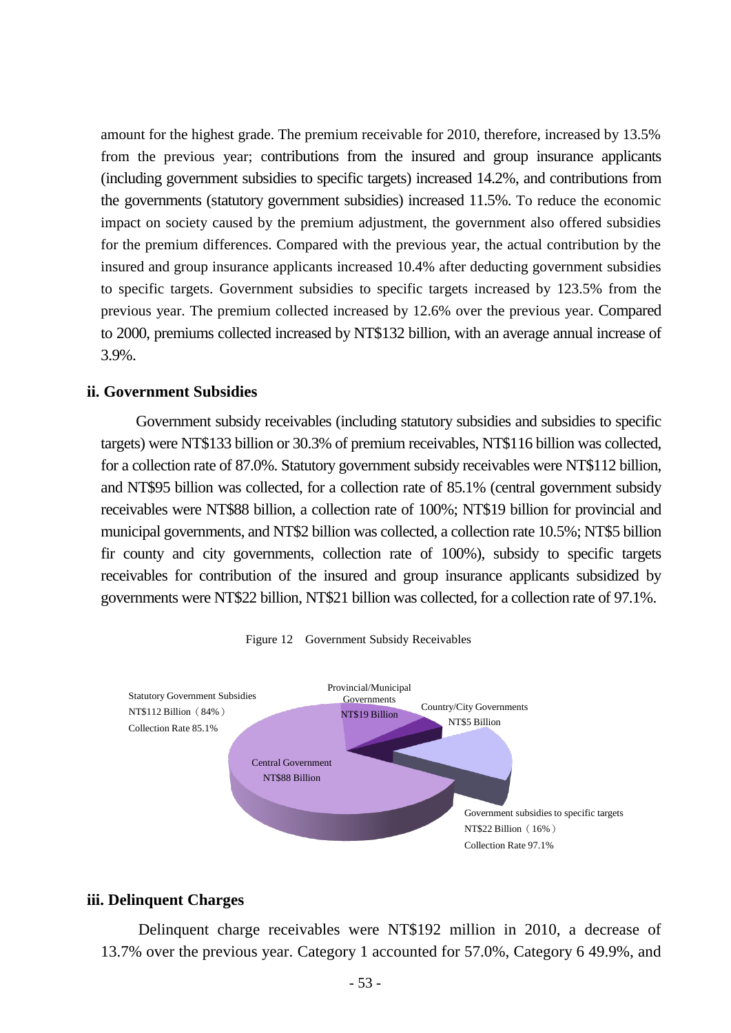amount for the highest grade. The premium receivable for 2010, therefore, increased by 13.5% from the previous year; contributions from the insured and group insurance applicants (including government subsidies to specific targets) increased 14.2%, and contributions from the governments (statutory government subsidies) increased 11.5%. To reduce the economic impact on society caused by the premium adjustment, the government also offered subsidies for the premium differences. Compared with the previous year, the actual contribution by the insured and group insurance applicants increased 10.4% after deducting government subsidies to specific targets. Government subsidies to specific targets increased by 123.5% from the previous year. The premium collected increased by 12.6% over the previous year. Compared to 2000, premiums collected increased by NT$132 billion, with an average annual increase of 3.9%.

### ii. Government Subsidies

Government subsidy receivables (including statutory subsidies and subsidies to specific targets) were NT$133 billion or 30.3% of premium receivables, NT$116 billion was collected, for a collection rate of 87.0%. Statutory government subsidy receivables were NT$112 billion, and NT$95 billion was collected, for a collection rate of 85.1% (central government subsidy receivables were NT$88 billion, a collection rate of 100%; NT$19 billion for provincial and municipal governments, and NT$2 billion was collected, a collection rate 10.5%; NT$5 billion fir county and city governments, collection rate of 100%), subsidy to specific targets receivables for contribution of the insured and group insurance applicants subsidized by governments were NT$22 billion, NT$21 billion was collected, for a collection rate of 97.1%.

Figure 12 Government Subsidy Receivables

Statutory Government Subsidies
NT$112 Billion（84%）
Collection Rate 85.1%

Provincial/Municipal Governments
NT$19 Billion

Country/City Governments
NT$5 Billion

Central Government
NT$88 Billion

Government subsidies to specific targets
NT$22 Billion（16%）
Collection Rate 97.1%

### iii. Delinquent Charges

Delinquent charge receivables were NT$192 million in 2010, a decrease of 13.7% over the previous year. Category 1 accounted for 57.0%, Category 6 49.9%, and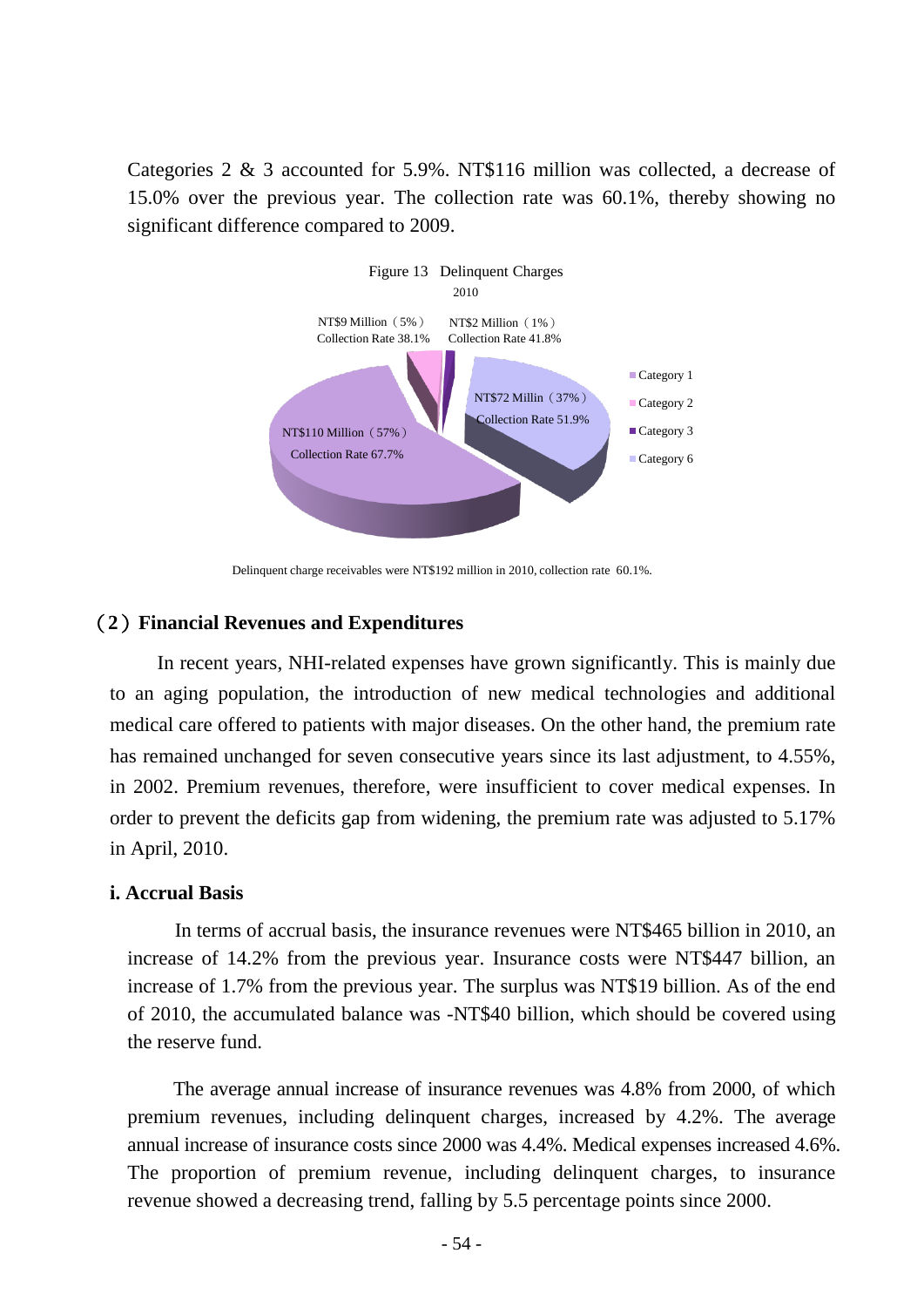Categories 2 & 3 accounted for 5.9%. NT$116 million was collected, a decrease of 15.0% over the previous year. The collection rate was 60.1%, thereby showing no significant difference compared to 2009.

Figure 13 Delinquent Charges
2010

NT$9 Million（5%）
Collection Rate 38.1%

NT$2 Million（1%）
Collection Rate 41.8%

NT$72 Millin（37%）
Collection Rate 51.9%

NT$110 Million（57%）
Collection Rate 67.7%

Category 1
Category 2
Category 3
Category 6

Delinquent charge receivables were NT$192 million in 2010, collection rate 60.1%.

## （2）Financial Revenues and Expenditures

In recent years, NHI-related expenses have grown significantly. This is mainly due to an aging population, the introduction of new medical technologies and additional medical care offered to patients with major diseases. On the other hand, the premium rate has remained unchanged for seven consecutive years since its last adjustment, to 4.55%, in 2002. Premium revenues, therefore, were insufficient to cover medical expenses. In order to prevent the deficits gap from widening, the premium rate was adjusted to 5.17% in April, 2010.

### i. Accrual Basis

In terms of accrual basis, the insurance revenues were NT$465 billion in 2010, an increase of 14.2% from the previous year. Insurance costs were NT$447 billion, an increase of 1.7% from the previous year. The surplus was NT$19 billion. As of the end of 2010, the accumulated balance was -NT$40 billion, which should be covered using the reserve fund.

The average annual increase of insurance revenues was 4.8% from 2000, of which premium revenues, including delinquent charges, increased by 4.2%. The average annual increase of insurance costs since 2000 was 4.4%. Medical expenses increased 4.6%. The proportion of premium revenue, including delinquent charges, to insurance revenue showed a decreasing trend, falling by 5.5 percentage points since 2000.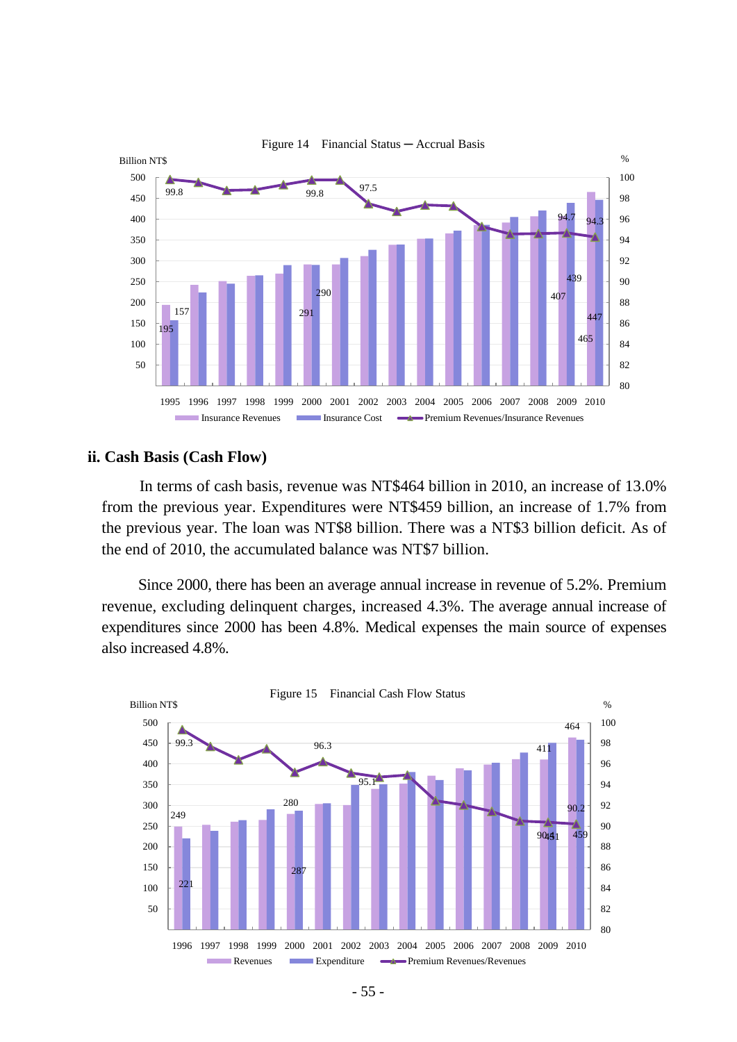Figure 14　Financial Status ─ Accrual Basis

## ii. Cash Basis (Cash Flow)

In terms of cash basis, revenue was NT$464 billion in 2010, an increase of 13.0% from the previous year. Expenditures were NT$459 billion, an increase of 1.7% from the previous year. The loan was NT$8 billion. There was a NT$3 billion deficit. As of the end of 2010, the accumulated balance was NT$7 billion.

Since 2000, there has been an average annual increase in revenue of 5.2%. Premium revenue, excluding delinquent charges, increased 4.3%. The average annual increase of expenditures since 2000 has been 4.8%. Medical expenses the main source of expenses also increased 4.8%.

Figure 15　Financial Cash Flow Status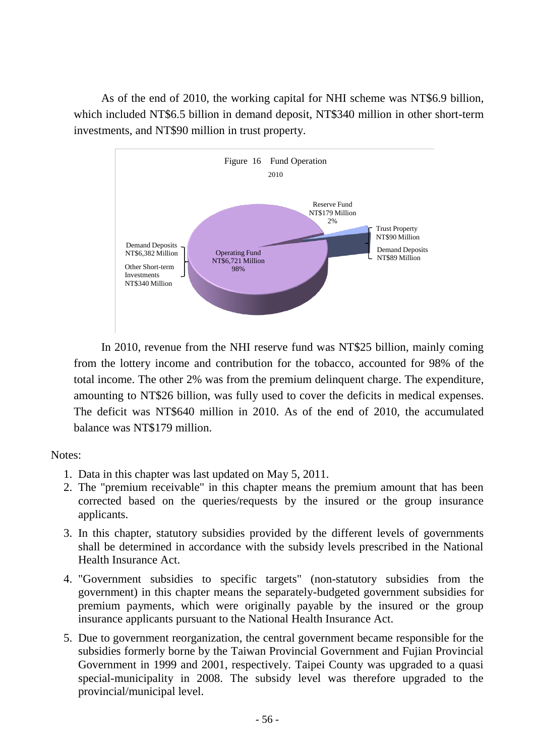As of the end of 2010, the working capital for NHI scheme was NT$6.9 billion, which included NT$6.5 billion in demand deposit, NT$340 million in other short-term investments, and NT$90 million in trust property.

Figure 16 Fund Operation

2010

Reserve Fund
NT$179 Million
2%

Trust Property
NT$90 Million

Demand Deposits
NT$89 Million

Demand Deposits
NT$6,382 Million

Other Short-term Investments
NT$340 Million

Operating Fund
NT$6,721 Million
98%

In 2010, revenue from the NHI reserve fund was NT$25 billion, mainly coming from the lottery income and contribution for the tobacco, accounted for 98% of the total income. The other 2% was from the premium delinquent charge. The expenditure, amounting to NT$26 billion, was fully used to cover the deficits in medical expenses. The deficit was NT$640 million in 2010. As of the end of 2010, the accumulated balance was NT$179 million.

Notes:

1. Data in this chapter was last updated on May 5, 2011.
2. The "premium receivable" in this chapter means the premium amount that has been corrected based on the queries/requests by the insured or the group insurance applicants.
3. In this chapter, statutory subsidies provided by the different levels of governments shall be determined in accordance with the subsidy levels prescribed in the National Health Insurance Act.
4. "Government subsidies to specific targets" (non-statutory subsidies from the government) in this chapter means the separately-budgeted government subsidies for premium payments, which were originally payable by the insured or the group insurance applicants pursuant to the National Health Insurance Act.
5. Due to government reorganization, the central government became responsible for the subsidies formerly borne by the Taiwan Provincial Government and Fujian Provincial Government in 1999 and 2001, respectively. Taipei County was upgraded to a quasi special-municipality in 2008. The subsidy level was therefore upgraded to the provincial/municipal level.